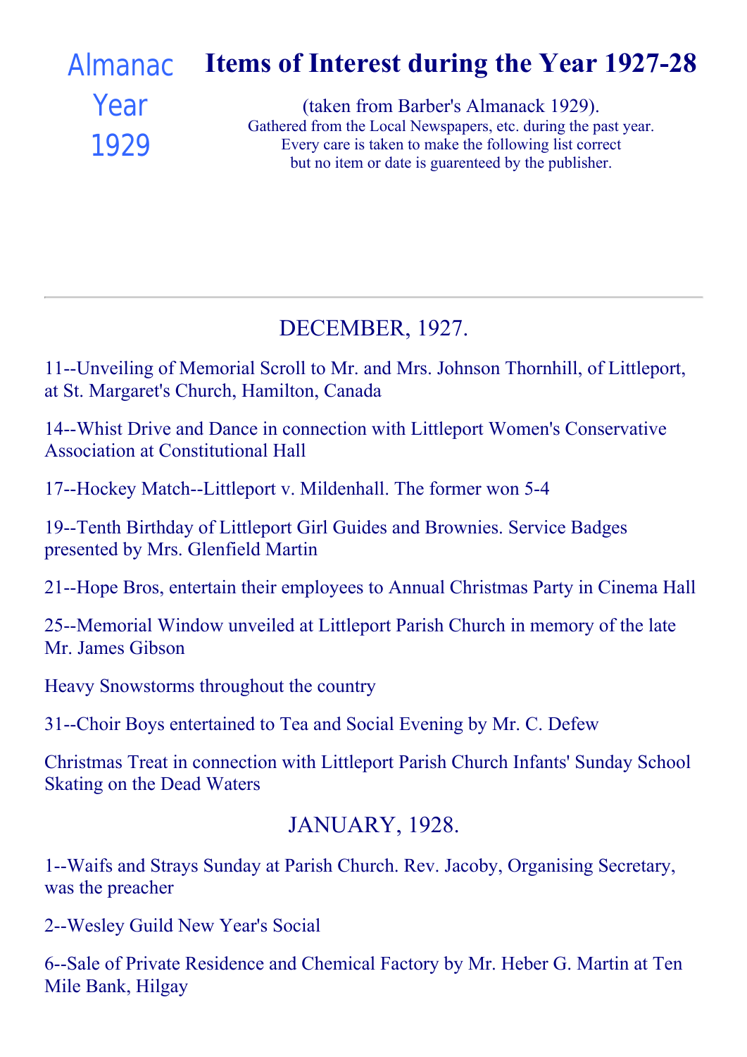Almanac Year 1929

# Items of Interest during the Year 1927-28

(taken from Barber's Almanack 1929).
Gathered from the Local Newspapers, etc. during the past year.
Every care is taken to make the following list correct
but no item or date is guarenteed by the publisher.

---

## DECEMBER, 1927.

11--Unveiling of Memorial Scroll to Mr. and Mrs. Johnson Thornhill, of Littleport, at St. Margaret's Church, Hamilton, Canada

14--Whist Drive and Dance in connection with Littleport Women's Conservative Association at Constitutional Hall

17--Hockey Match--Littleport v. Mildenhall. The former won 5-4

19--Tenth Birthday of Littleport Girl Guides and Brownies. Service Badges presented by Mrs. Glenfield Martin

21--Hope Bros, entertain their employees to Annual Christmas Party in Cinema Hall

25--Memorial Window unveiled at Littleport Parish Church in memory of the late Mr. James Gibson

Heavy Snowstorms throughout the country

31--Choir Boys entertained to Tea and Social Evening by Mr. C. Defew

Christmas Treat in connection with Littleport Parish Church Infants' Sunday School
Skating on the Dead Waters

## JANUARY, 1928.

1--Waifs and Strays Sunday at Parish Church. Rev. Jacoby, Organising Secretary, was the preacher

2--Wesley Guild New Year's Social

6--Sale of Private Residence and Chemical Factory by Mr. Heber G. Martin at Ten Mile Bank, Hilgay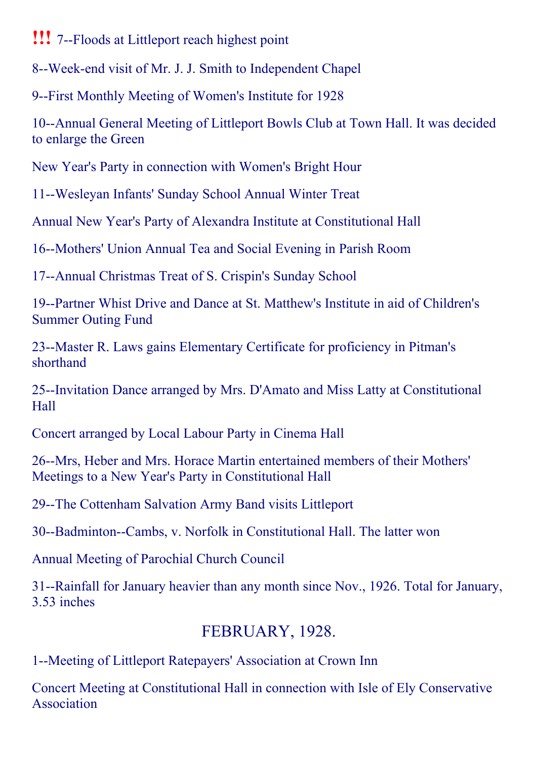**!!!** 7--Floods at Littleport reach highest point

8--Week-end visit of Mr. J. J. Smith to Independent Chapel

9--First Monthly Meeting of Women's Institute for 1928

10--Annual General Meeting of Littleport Bowls Club at Town Hall. It was decided to enlarge the Green

New Year's Party in connection with Women's Bright Hour

11--Wesleyan Infants' Sunday School Annual Winter Treat

Annual New Year's Party of Alexandra Institute at Constitutional Hall

16--Mothers' Union Annual Tea and Social Evening in Parish Room

17--Annual Christmas Treat of S. Crispin's Sunday School

19--Partner Whist Drive and Dance at St. Matthew's Institute in aid of Children's Summer Outing Fund

23--Master R. Laws gains Elementary Certificate for proficiency in Pitman's shorthand

25--Invitation Dance arranged by Mrs. D'Amato and Miss Latty at Constitutional Hall

Concert arranged by Local Labour Party in Cinema Hall

26--Mrs, Heber and Mrs. Horace Martin entertained members of their Mothers' Meetings to a New Year's Party in Constitutional Hall

29--The Cottenham Salvation Army Band visits Littleport

30--Badminton--Cambs, v. Norfolk in Constitutional Hall. The latter won

Annual Meeting of Parochial Church Council

31--Rainfall for January heavier than any month since Nov., 1926. Total for January, 3.53 inches

## FEBRUARY, 1928.

1--Meeting of Littleport Ratepayers' Association at Crown Inn

Concert Meeting at Constitutional Hall in connection with Isle of Ely Conservative Association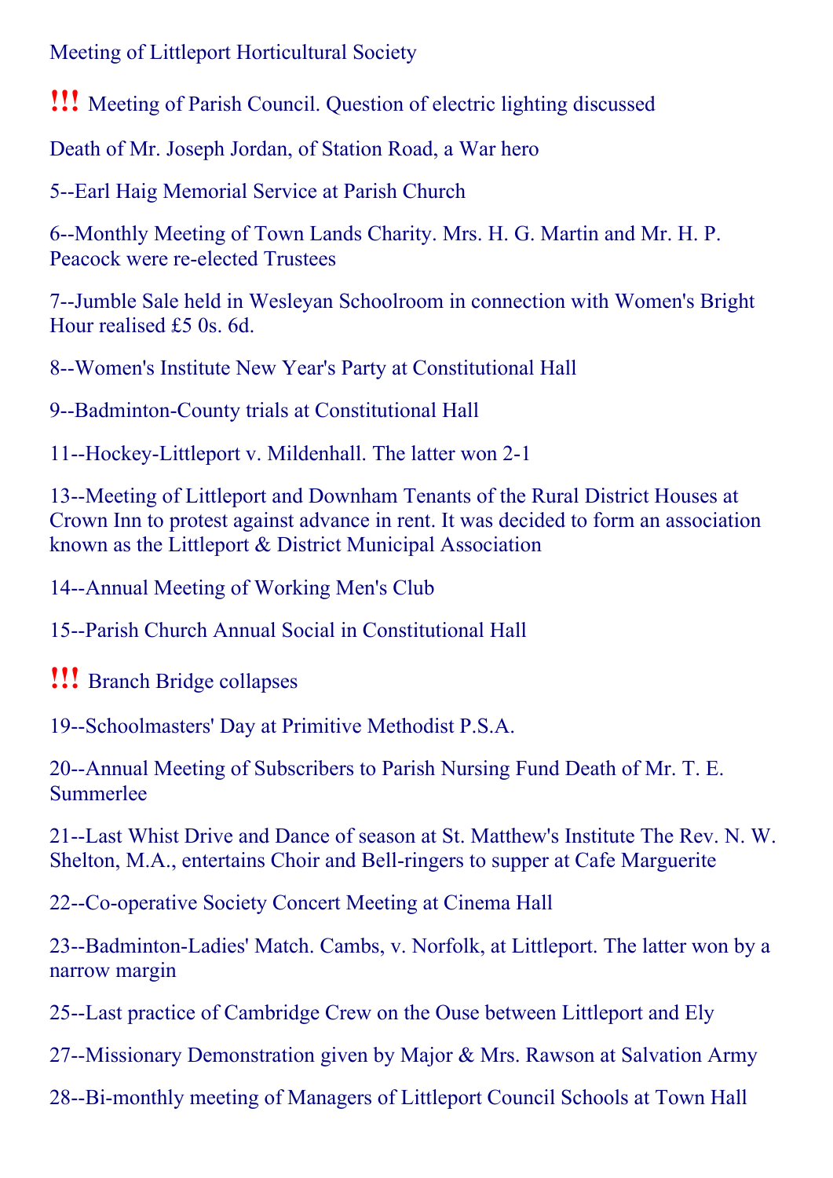Meeting of Littleport Horticultural Society

!!! Meeting of Parish Council. Question of electric lighting discussed

Death of Mr. Joseph Jordan, of Station Road, a War hero

5--Earl Haig Memorial Service at Parish Church

6--Monthly Meeting of Town Lands Charity. Mrs. H. G. Martin and Mr. H. P. Peacock were re-elected Trustees

7--Jumble Sale held in Wesleyan Schoolroom in connection with Women's Bright Hour realised £5 0s. 6d.

8--Women's Institute New Year's Party at Constitutional Hall

9--Badminton-County trials at Constitutional Hall

11--Hockey-Littleport v. Mildenhall. The latter won 2-1

13--Meeting of Littleport and Downham Tenants of the Rural District Houses at Crown Inn to protest against advance in rent. It was decided to form an association known as the Littleport & District Municipal Association

14--Annual Meeting of Working Men's Club

15--Parish Church Annual Social in Constitutional Hall

!!! Branch Bridge collapses

19--Schoolmasters' Day at Primitive Methodist P.S.A.

20--Annual Meeting of Subscribers to Parish Nursing Fund Death of Mr. T. E. Summerlee

21--Last Whist Drive and Dance of season at St. Matthew's Institute The Rev. N. W. Shelton, M.A., entertains Choir and Bell-ringers to supper at Cafe Marguerite

22--Co-operative Society Concert Meeting at Cinema Hall

23--Badminton-Ladies' Match. Cambs, v. Norfolk, at Littleport. The latter won by a narrow margin

25--Last practice of Cambridge Crew on the Ouse between Littleport and Ely

27--Missionary Demonstration given by Major & Mrs. Rawson at Salvation Army

28--Bi-monthly meeting of Managers of Littleport Council Schools at Town Hall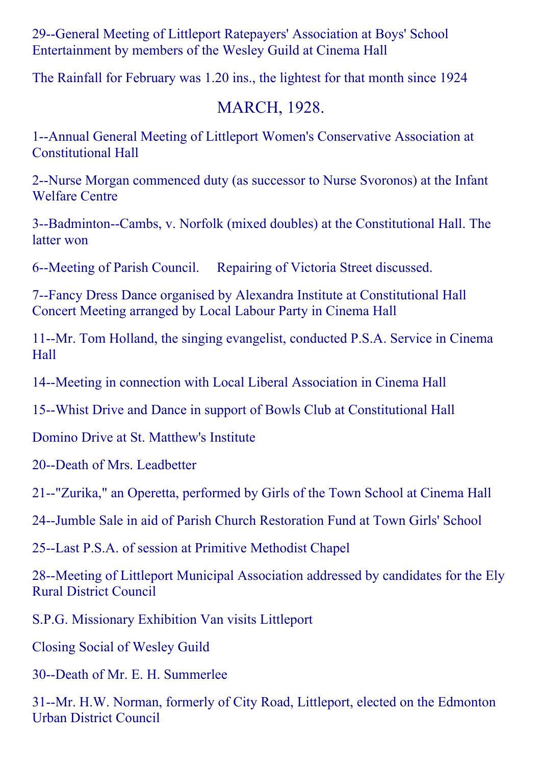29--General Meeting of Littleport Ratepayers' Association at Boys' School
Entertainment by members of the Wesley Guild at Cinema Hall

The Rainfall for February was 1.20 ins., the lightest for that month since 1924

## MARCH, 1928.

1--Annual General Meeting of Littleport Women's Conservative Association at Constitutional Hall

2--Nurse Morgan commenced duty (as successor to Nurse Svoronos) at the Infant Welfare Centre

3--Badminton--Cambs, v. Norfolk (mixed doubles) at the Constitutional Hall. The latter won

6--Meeting of Parish Council. Repairing of Victoria Street discussed.

7--Fancy Dress Dance organised by Alexandra Institute at Constitutional Hall
Concert Meeting arranged by Local Labour Party in Cinema Hall

11--Mr. Tom Holland, the singing evangelist, conducted P.S.A. Service in Cinema Hall

14--Meeting in connection with Local Liberal Association in Cinema Hall

15--Whist Drive and Dance in support of Bowls Club at Constitutional Hall

Domino Drive at St. Matthew's Institute

20--Death of Mrs. Leadbetter

21--"Zurika," an Operetta, performed by Girls of the Town School at Cinema Hall

24--Jumble Sale in aid of Parish Church Restoration Fund at Town Girls' School

25--Last P.S.A. of session at Primitive Methodist Chapel

28--Meeting of Littleport Municipal Association addressed by candidates for the Ely Rural District Council

S.P.G. Missionary Exhibition Van visits Littleport

Closing Social of Wesley Guild

30--Death of Mr. E. H. Summerlee

31--Mr. H.W. Norman, formerly of City Road, Littleport, elected on the Edmonton Urban District Council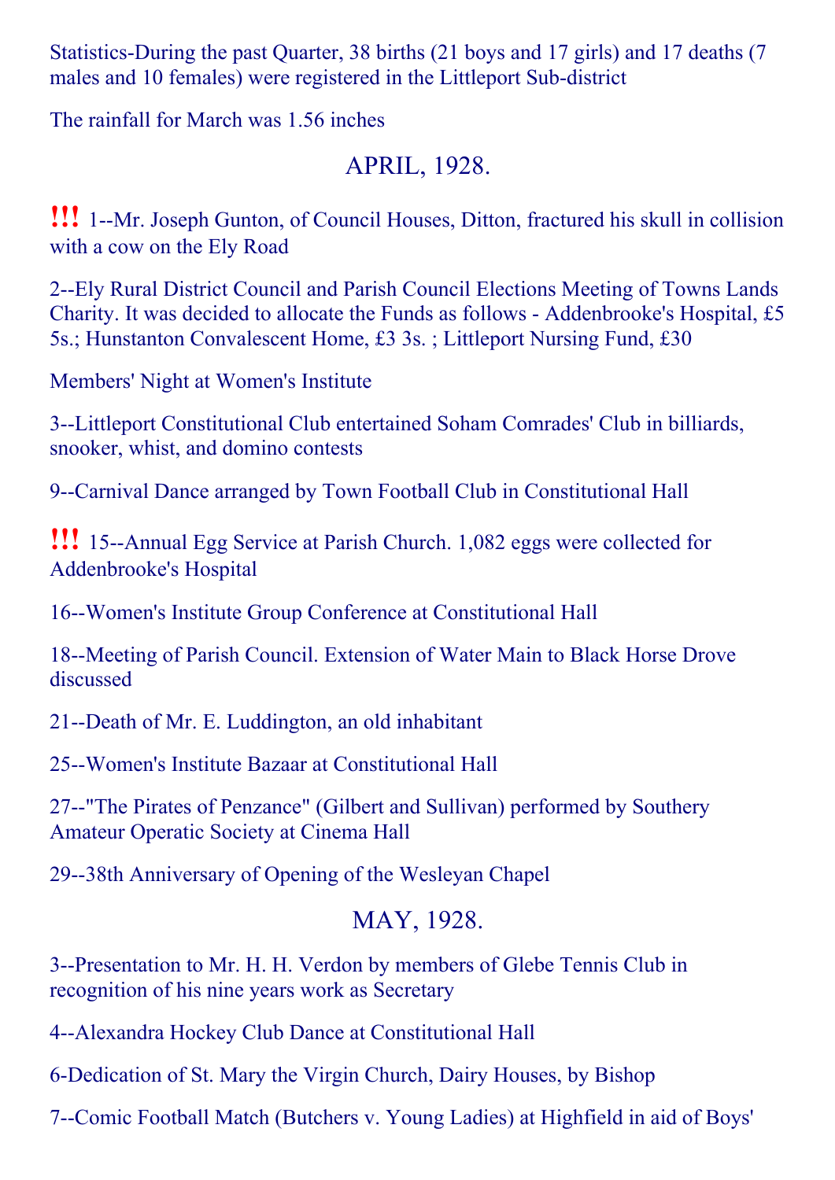Statistics-During the past Quarter, 38 births (21 boys and 17 girls) and 17 deaths (7 males and 10 females) were registered in the Littleport Sub-district

The rainfall for March was 1.56 inches

## APRIL, 1928.

!!! 1--Mr. Joseph Gunton, of Council Houses, Ditton, fractured his skull in collision with a cow on the Ely Road

2--Ely Rural District Council and Parish Council Elections Meeting of Towns Lands Charity. It was decided to allocate the Funds as follows - Addenbrooke's Hospital, £5 5s.; Hunstanton Convalescent Home, £3 3s. ; Littleport Nursing Fund, £30

Members' Night at Women's Institute

3--Littleport Constitutional Club entertained Soham Comrades' Club in billiards, snooker, whist, and domino contests

9--Carnival Dance arranged by Town Football Club in Constitutional Hall

!!! 15--Annual Egg Service at Parish Church. 1,082 eggs were collected for Addenbrooke's Hospital

16--Women's Institute Group Conference at Constitutional Hall

18--Meeting of Parish Council. Extension of Water Main to Black Horse Drove discussed

21--Death of Mr. E. Luddington, an old inhabitant

25--Women's Institute Bazaar at Constitutional Hall

27--"The Pirates of Penzance" (Gilbert and Sullivan) performed by Southery Amateur Operatic Society at Cinema Hall

29--38th Anniversary of Opening of the Wesleyan Chapel

## MAY, 1928.

3--Presentation to Mr. H. H. Verdon by members of Glebe Tennis Club in recognition of his nine years work as Secretary

4--Alexandra Hockey Club Dance at Constitutional Hall

6-Dedication of St. Mary the Virgin Church, Dairy Houses, by Bishop

7--Comic Football Match (Butchers v. Young Ladies) at Highfield in aid of Boys'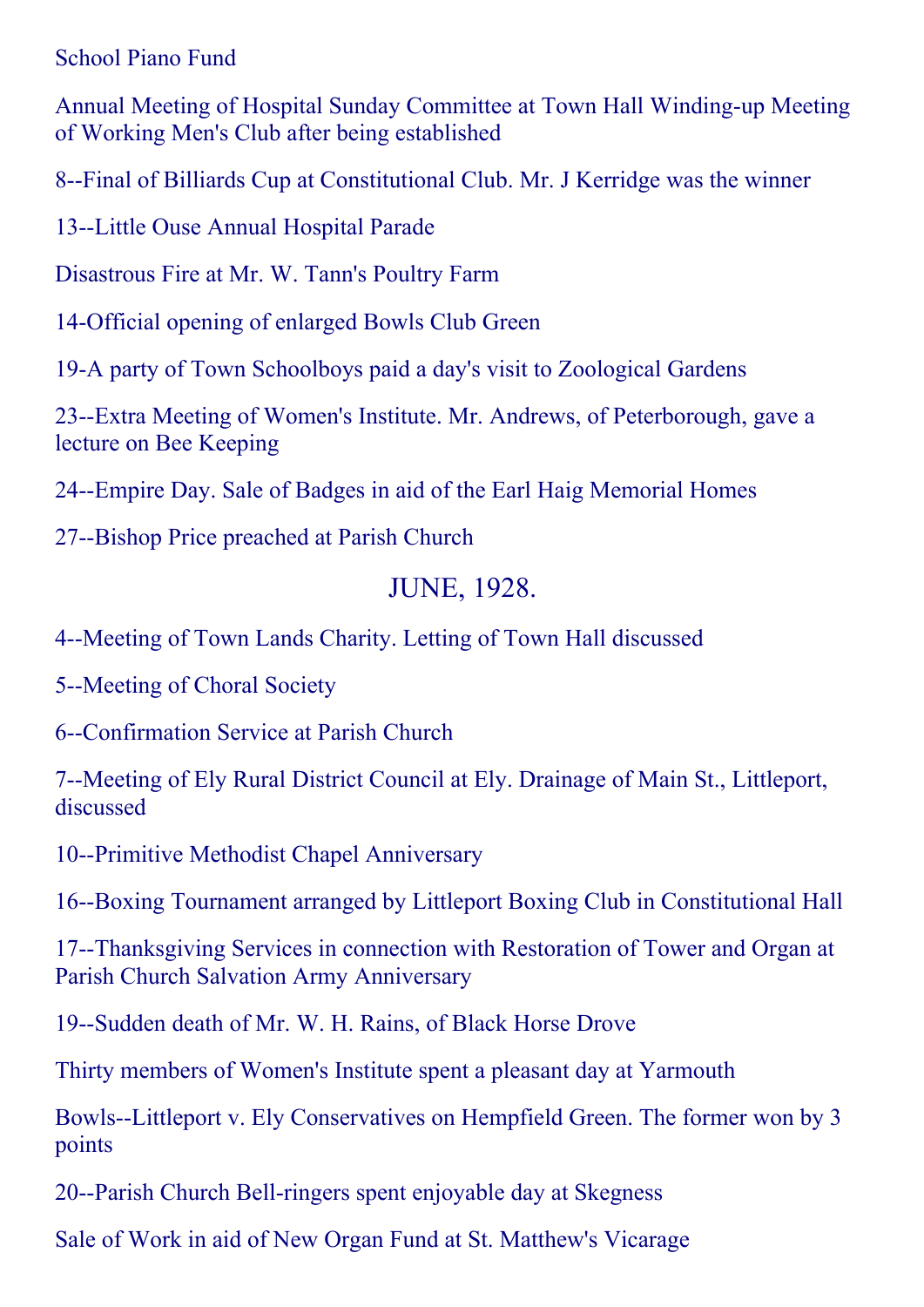School Piano Fund

Annual Meeting of Hospital Sunday Committee at Town Hall Winding-up Meeting of Working Men's Club after being established

8--Final of Billiards Cup at Constitutional Club. Mr. J Kerridge was the winner

13--Little Ouse Annual Hospital Parade

Disastrous Fire at Mr. W. Tann's Poultry Farm

14-Official opening of enlarged Bowls Club Green

19-A party of Town Schoolboys paid a day's visit to Zoological Gardens

23--Extra Meeting of Women's Institute. Mr. Andrews, of Peterborough, gave a lecture on Bee Keeping

24--Empire Day. Sale of Badges in aid of the Earl Haig Memorial Homes

27--Bishop Price preached at Parish Church

## JUNE, 1928.

4--Meeting of Town Lands Charity. Letting of Town Hall discussed

5--Meeting of Choral Society

6--Confirmation Service at Parish Church

7--Meeting of Ely Rural District Council at Ely. Drainage of Main St., Littleport, discussed

10--Primitive Methodist Chapel Anniversary

16--Boxing Tournament arranged by Littleport Boxing Club in Constitutional Hall

17--Thanksgiving Services in connection with Restoration of Tower and Organ at Parish Church Salvation Army Anniversary

19--Sudden death of Mr. W. H. Rains, of Black Horse Drove

Thirty members of Women's Institute spent a pleasant day at Yarmouth

Bowls--Littleport v. Ely Conservatives on Hempfield Green. The former won by 3 points

20--Parish Church Bell-ringers spent enjoyable day at Skegness

Sale of Work in aid of New Organ Fund at St. Matthew's Vicarage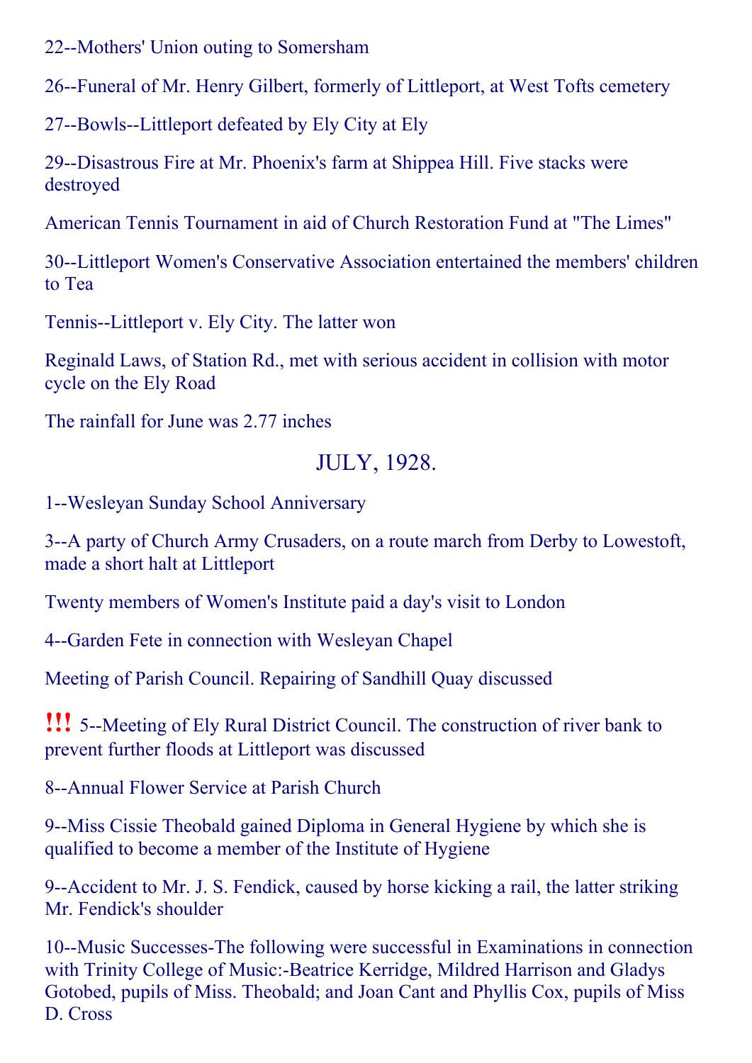22--Mothers' Union outing to Somersham

26--Funeral of Mr. Henry Gilbert, formerly of Littleport, at West Tofts cemetery

27--Bowls--Littleport defeated by Ely City at Ely

29--Disastrous Fire at Mr. Phoenix's farm at Shippea Hill. Five stacks were destroyed

American Tennis Tournament in aid of Church Restoration Fund at "The Limes"

30--Littleport Women's Conservative Association entertained the members' children to Tea

Tennis--Littleport v. Ely City. The latter won

Reginald Laws, of Station Rd., met with serious accident in collision with motor cycle on the Ely Road

The rainfall for June was 2.77 inches

## JULY, 1928.

1--Wesleyan Sunday School Anniversary

3--A party of Church Army Crusaders, on a route march from Derby to Lowestoft, made a short halt at Littleport

Twenty members of Women's Institute paid a day's visit to London

4--Garden Fete in connection with Wesleyan Chapel

Meeting of Parish Council. Repairing of Sandhill Quay discussed

**!!!** 5--Meeting of Ely Rural District Council. The construction of river bank to prevent further floods at Littleport was discussed

8--Annual Flower Service at Parish Church

9--Miss Cissie Theobald gained Diploma in General Hygiene by which she is qualified to become a member of the Institute of Hygiene

9--Accident to Mr. J. S. Fendick, caused by horse kicking a rail, the latter striking Mr. Fendick's shoulder

10--Music Successes-The following were successful in Examinations in connection with Trinity College of Music:-Beatrice Kerridge, Mildred Harrison and Gladys Gotobed, pupils of Miss. Theobald; and Joan Cant and Phyllis Cox, pupils of Miss D. Cross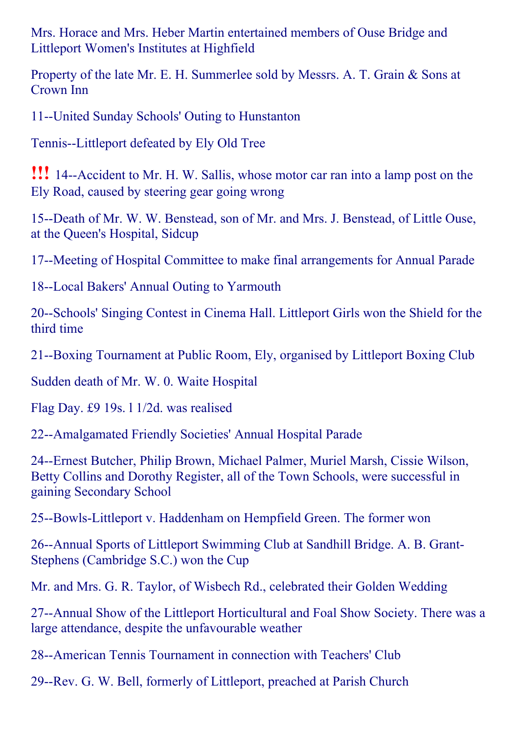Mrs. Horace and Mrs. Heber Martin entertained members of Ouse Bridge and Littleport Women's Institutes at Highfield

Property of the late Mr. E. H. Summerlee sold by Messrs. A. T. Grain & Sons at Crown Inn

11--United Sunday Schools' Outing to Hunstanton

Tennis--Littleport defeated by Ely Old Tree

!!! 14--Accident to Mr. H. W. Sallis, whose motor car ran into a lamp post on the Ely Road, caused by steering gear going wrong

15--Death of Mr. W. W. Benstead, son of Mr. and Mrs. J. Benstead, of Little Ouse, at the Queen's Hospital, Sidcup

17--Meeting of Hospital Committee to make final arrangements for Annual Parade

18--Local Bakers' Annual Outing to Yarmouth

20--Schools' Singing Contest in Cinema Hall. Littleport Girls won the Shield for the third time

21--Boxing Tournament at Public Room, Ely, organised by Littleport Boxing Club

Sudden death of Mr. W. 0. Waite Hospital

Flag Day. £9 19s. l 1/2d. was realised

22--Amalgamated Friendly Societies' Annual Hospital Parade

24--Ernest Butcher, Philip Brown, Michael Palmer, Muriel Marsh, Cissie Wilson, Betty Collins and Dorothy Register, all of the Town Schools, were successful in gaining Secondary School

25--Bowls-Littleport v. Haddenham on Hempfield Green. The former won

26--Annual Sports of Littleport Swimming Club at Sandhill Bridge. A. B. Grant-Stephens (Cambridge S.C.) won the Cup

Mr. and Mrs. G. R. Taylor, of Wisbech Rd., celebrated their Golden Wedding

27--Annual Show of the Littleport Horticultural and Foal Show Society. There was a large attendance, despite the unfavourable weather

28--American Tennis Tournament in connection with Teachers' Club

29--Rev. G. W. Bell, formerly of Littleport, preached at Parish Church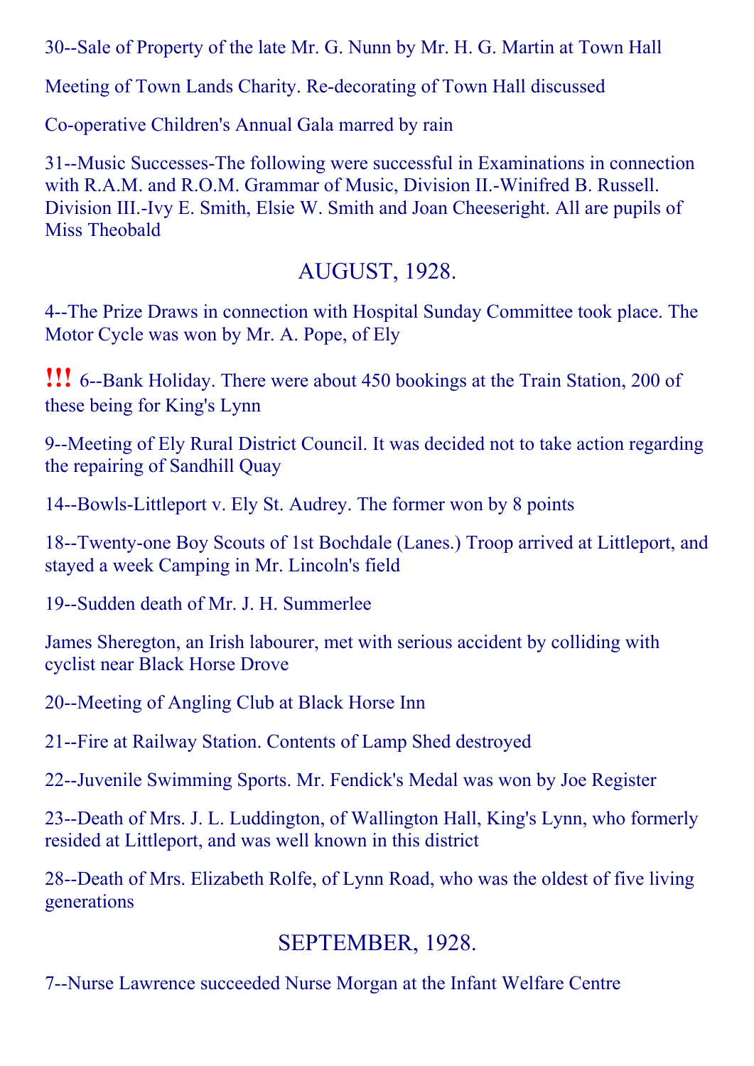30--Sale of Property of the late Mr. G. Nunn by Mr. H. G. Martin at Town Hall

Meeting of Town Lands Charity. Re-decorating of Town Hall discussed

Co-operative Children's Annual Gala marred by rain

31--Music Successes-The following were successful in Examinations in connection with R.A.M. and R.O.M. Grammar of Music, Division II.-Winifred B. Russell. Division III.-Ivy E. Smith, Elsie W. Smith and Joan Cheeseright. All are pupils of Miss Theobald

## AUGUST, 1928.

4--The Prize Draws in connection with Hospital Sunday Committee took place. The Motor Cycle was won by Mr. A. Pope, of Ely

!!! 6--Bank Holiday. There were about 450 bookings at the Train Station, 200 of these being for King's Lynn

9--Meeting of Ely Rural District Council. It was decided not to take action regarding the repairing of Sandhill Quay

14--Bowls-Littleport v. Ely St. Audrey. The former won by 8 points

18--Twenty-one Boy Scouts of 1st Bochdale (Lancs.) Troop arrived at Littleport, and stayed a week Camping in Mr. Lincoln's field

19--Sudden death of Mr. J. H. Summerlee

James Sheregton, an Irish labourer, met with serious accident by colliding with cyclist near Black Horse Drove

20--Meeting of Angling Club at Black Horse Inn

21--Fire at Railway Station. Contents of Lamp Shed destroyed

22--Juvenile Swimming Sports. Mr. Fendick's Medal was won by Joe Register

23--Death of Mrs. J. L. Luddington, of Wallington Hall, King's Lynn, who formerly resided at Littleport, and was well known in this district

28--Death of Mrs. Elizabeth Rolfe, of Lynn Road, who was the oldest of five living generations

## SEPTEMBER, 1928.

7--Nurse Lawrence succeeded Nurse Morgan at the Infant Welfare Centre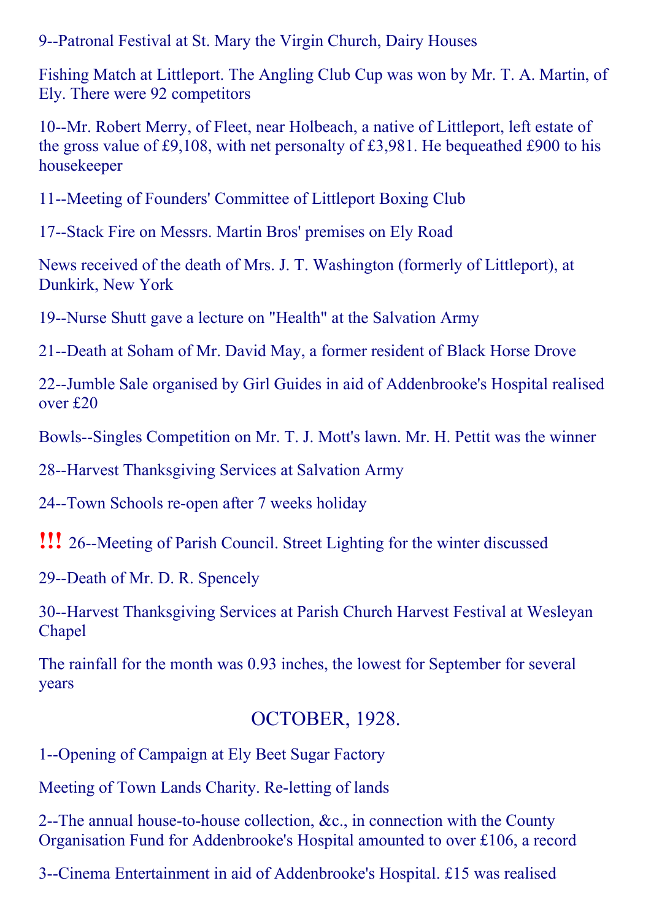9--Patronal Festival at St. Mary the Virgin Church, Dairy Houses

Fishing Match at Littleport. The Angling Club Cup was won by Mr. T. A. Martin, of Ely. There were 92 competitors

10--Mr. Robert Merry, of Fleet, near Holbeach, a native of Littleport, left estate of the gross value of £9,108, with net personalty of £3,981. He bequeathed £900 to his housekeeper

11--Meeting of Founders' Committee of Littleport Boxing Club

17--Stack Fire on Messrs. Martin Bros' premises on Ely Road

News received of the death of Mrs. J. T. Washington (formerly of Littleport), at Dunkirk, New York

19--Nurse Shutt gave a lecture on "Health" at the Salvation Army

21--Death at Soham of Mr. David May, a former resident of Black Horse Drove

22--Jumble Sale organised by Girl Guides in aid of Addenbrooke's Hospital realised over £20

Bowls--Singles Competition on Mr. T. J. Mott's lawn. Mr. H. Pettit was the winner

28--Harvest Thanksgiving Services at Salvation Army

24--Town Schools re-open after 7 weeks holiday

!!! 26--Meeting of Parish Council. Street Lighting for the winter discussed

29--Death of Mr. D. R. Spencely

30--Harvest Thanksgiving Services at Parish Church Harvest Festival at Wesleyan Chapel

The rainfall for the month was 0.93 inches, the lowest for September for several years

## OCTOBER, 1928.

1--Opening of Campaign at Ely Beet Sugar Factory

Meeting of Town Lands Charity. Re-letting of lands

2--The annual house-to-house collection, &c., in connection with the County Organisation Fund for Addenbrooke's Hospital amounted to over £106, a record

3--Cinema Entertainment in aid of Addenbrooke's Hospital. £15 was realised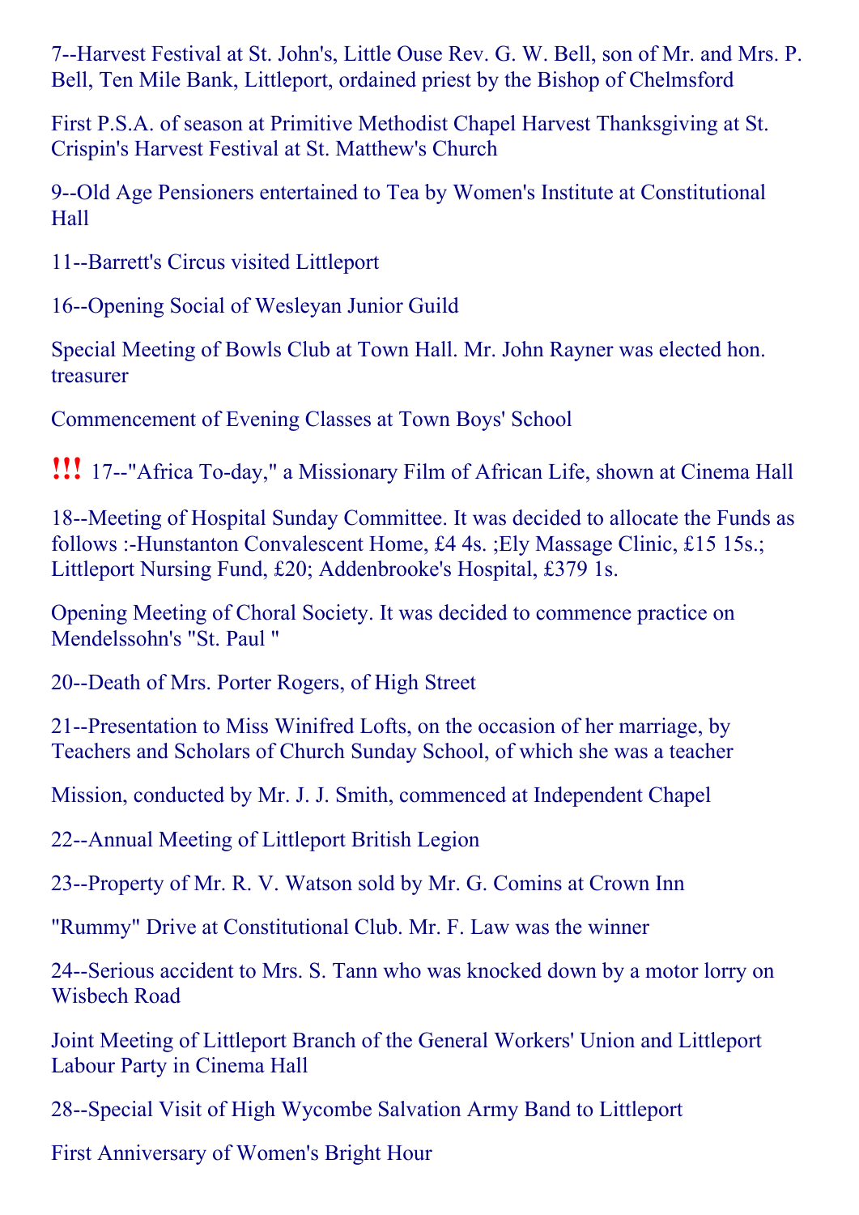7--Harvest Festival at St. John's, Little Ouse Rev. G. W. Bell, son of Mr. and Mrs. P. Bell, Ten Mile Bank, Littleport, ordained priest by the Bishop of Chelmsford

First P.S.A. of season at Primitive Methodist Chapel Harvest Thanksgiving at St. Crispin's Harvest Festival at St. Matthew's Church

9--Old Age Pensioners entertained to Tea by Women's Institute at Constitutional Hall

11--Barrett's Circus visited Littleport

16--Opening Social of Wesleyan Junior Guild

Special Meeting of Bowls Club at Town Hall. Mr. John Rayner was elected hon. treasurer

Commencement of Evening Classes at Town Boys' School

!!! 17--"Africa To-day," a Missionary Film of African Life, shown at Cinema Hall

18--Meeting of Hospital Sunday Committee. It was decided to allocate the Funds as follows :-Hunstanton Convalescent Home, £4 4s. ;Ely Massage Clinic, £15 15s.; Littleport Nursing Fund, £20; Addenbrooke's Hospital, £379 1s.

Opening Meeting of Choral Society. It was decided to commence practice on Mendelssohn's "St. Paul "

20--Death of Mrs. Porter Rogers, of High Street

21--Presentation to Miss Winifred Lofts, on the occasion of her marriage, by Teachers and Scholars of Church Sunday School, of which she was a teacher

Mission, conducted by Mr. J. J. Smith, commenced at Independent Chapel

22--Annual Meeting of Littleport British Legion

23--Property of Mr. R. V. Watson sold by Mr. G. Comins at Crown Inn

"Rummy" Drive at Constitutional Club. Mr. F. Law was the winner

24--Serious accident to Mrs. S. Tann who was knocked down by a motor lorry on Wisbech Road

Joint Meeting of Littleport Branch of the General Workers' Union and Littleport Labour Party in Cinema Hall

28--Special Visit of High Wycombe Salvation Army Band to Littleport

First Anniversary of Women's Bright Hour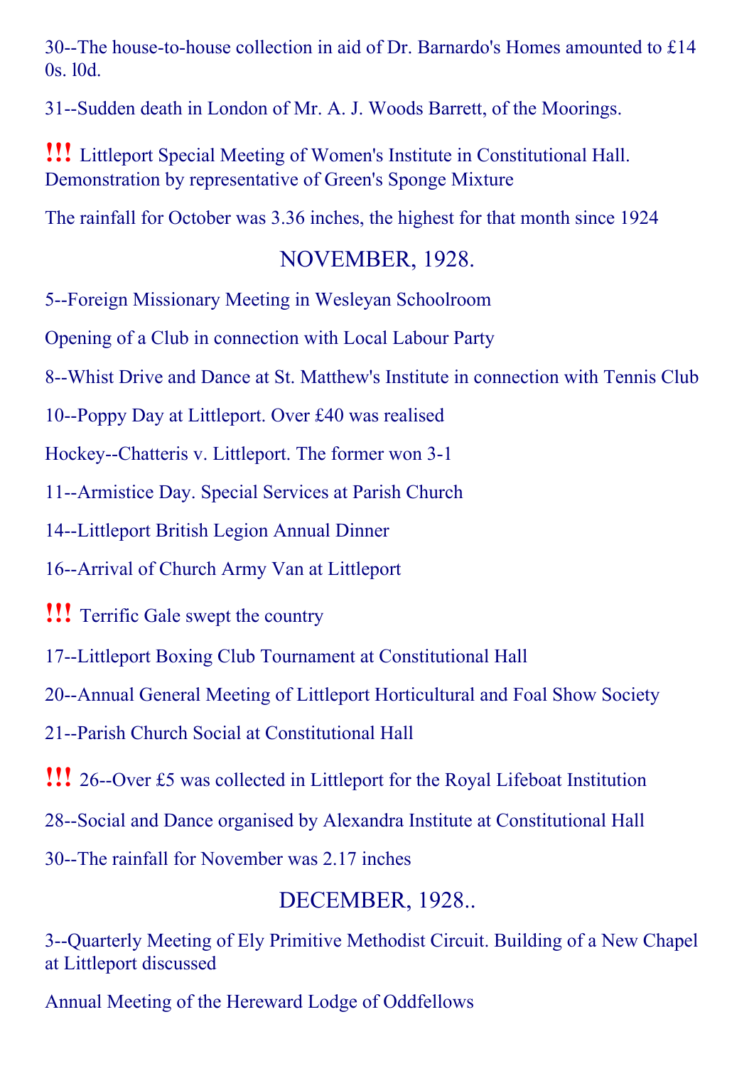30--The house-to-house collection in aid of Dr. Barnardo's Homes amounted to £14 0s. l0d.

31--Sudden death in London of Mr. A. J. Woods Barrett, of the Moorings.

!!! Littleport Special Meeting of Women's Institute in Constitutional Hall. Demonstration by representative of Green's Sponge Mixture

The rainfall for October was 3.36 inches, the highest for that month since 1924

## NOVEMBER, 1928.

5--Foreign Missionary Meeting in Wesleyan Schoolroom

Opening of a Club in connection with Local Labour Party

8--Whist Drive and Dance at St. Matthew's Institute in connection with Tennis Club

10--Poppy Day at Littleport. Over £40 was realised

Hockey--Chatteris v. Littleport. The former won 3-1

11--Armistice Day. Special Services at Parish Church

14--Littleport British Legion Annual Dinner

16--Arrival of Church Army Van at Littleport

!!! Terrific Gale swept the country

17--Littleport Boxing Club Tournament at Constitutional Hall

20--Annual General Meeting of Littleport Horticultural and Foal Show Society

21--Parish Church Social at Constitutional Hall

!!! 26--Over £5 was collected in Littleport for the Royal Lifeboat Institution

28--Social and Dance organised by Alexandra Institute at Constitutional Hall

30--The rainfall for November was 2.17 inches

## DECEMBER, 1928..

3--Quarterly Meeting of Ely Primitive Methodist Circuit. Building of a New Chapel at Littleport discussed

Annual Meeting of the Hereward Lodge of Oddfellows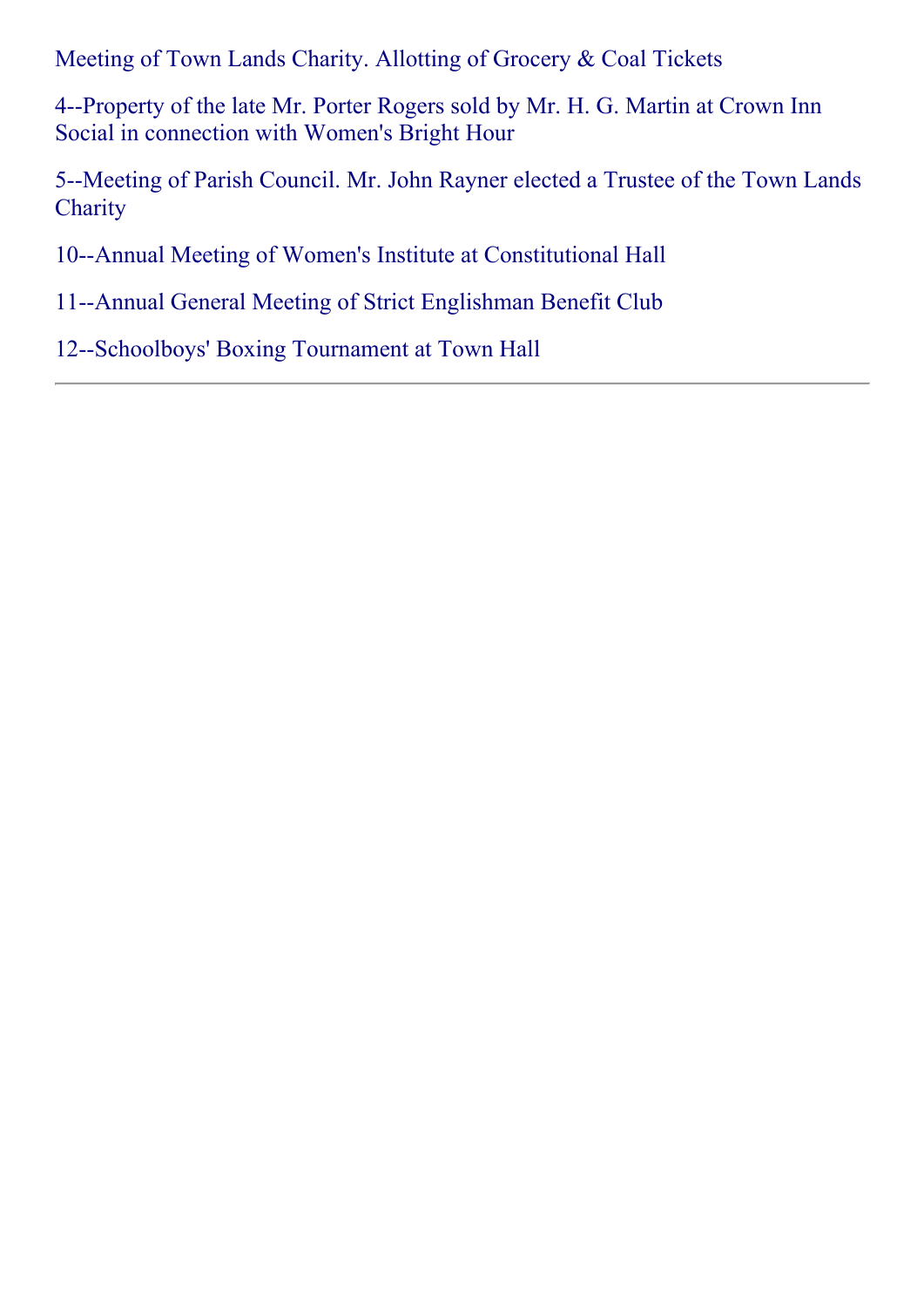Meeting of Town Lands Charity. Allotting of Grocery & Coal Tickets

4--Property of the late Mr. Porter Rogers sold by Mr. H. G. Martin at Crown Inn
Social in connection with Women's Bright Hour

5--Meeting of Parish Council. Mr. John Rayner elected a Trustee of the Town Lands Charity

10--Annual Meeting of Women's Institute at Constitutional Hall

11--Annual General Meeting of Strict Englishman Benefit Club

12--Schoolboys' Boxing Tournament at Town Hall

---